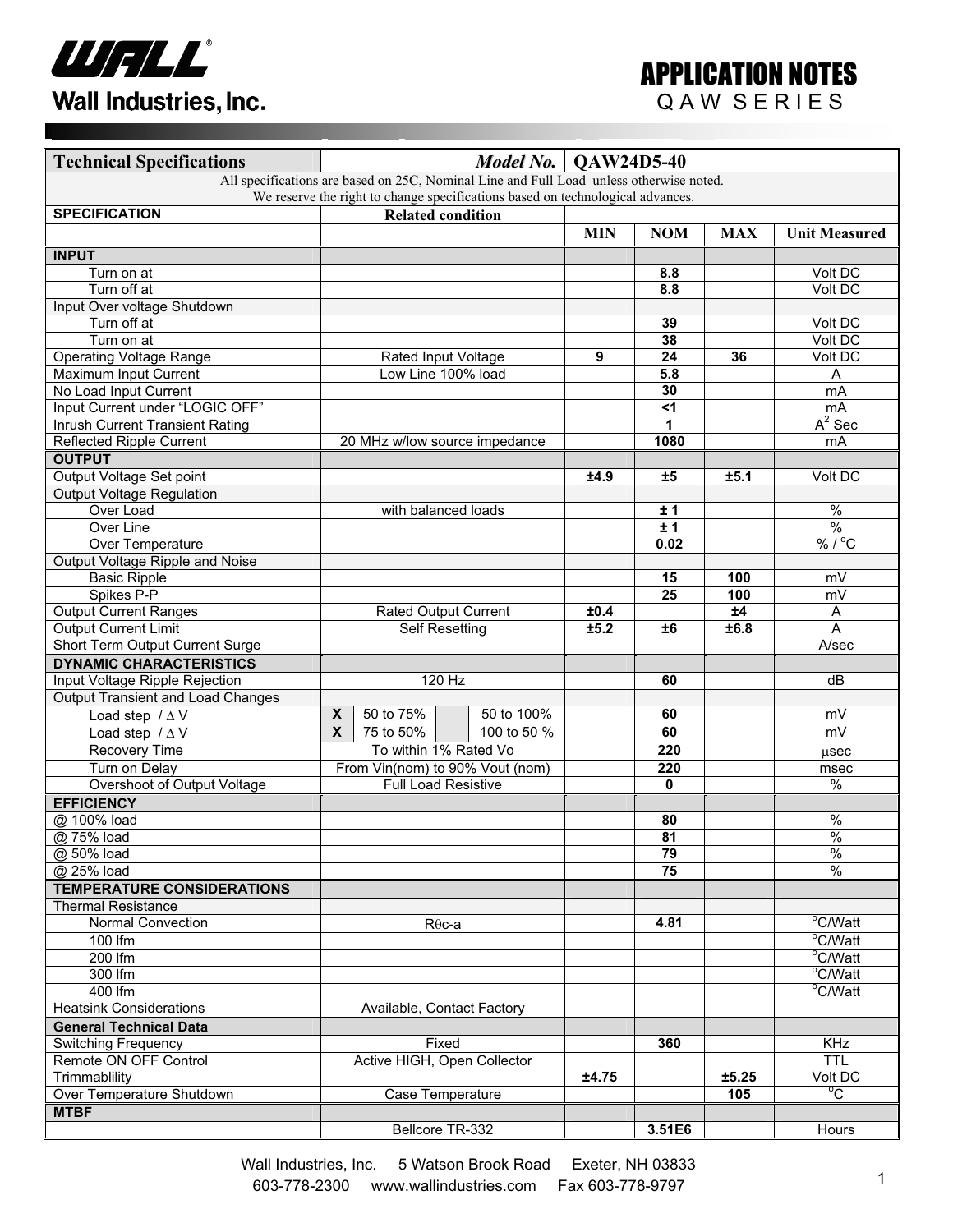# Wall Industries, Inc.

## APPLICATION NOTES
QAW SERIES

| Technical Specifications | *Model No.* | QAW24D5-40 | | | |
|---|---|---|---|---|---|
| All specifications are based on 25C, Nominal Line and Full Load unless otherwise noted. We reserve the right to change specifications based on technological advances. | | | | | |
| **SPECIFICATION** | **Related condition** | | | | |
| | | **MIN** | **NOM** | **MAX** | **Unit Measured** |
| **INPUT** | | | | | |
| Turn on at | | | **8.8** | | Volt DC |
| Turn off at | | | **8.8** | | Volt DC |
| Input Over voltage Shutdown | | | | | |
| Turn off at | | | **39** | | Volt DC |
| Turn on at | | | **38** | | Volt DC |
| Operating Voltage Range | Rated Input Voltage | **9** | **24** | **36** | Volt DC |
| Maximum Input Current | Low Line 100% load | | **5.8** | | A |
| No Load Input Current | | | **30** | | mA |
| Input Current under "LOGIC OFF" | | | **<1** | | mA |
| Inrush Current Transient Rating | | | **1** | | $A^2$ Sec |
| Reflected Ripple Current | 20 MHz w/low source impedance | | **1080** | | mA |
| **OUTPUT** | | | | | |
| Output Voltage Set point | | **±4.9** | **±5** | **±5.1** | Volt DC |
| Output Voltage Regulation | | | | | |
| Over Load | with balanced loads | | **± 1** | | % |
| Over Line | | | **± 1** | | % |
| Over Temperature | | | **0.02** | | % / °C |
| Output Voltage Ripple and Noise | | | | | |
| Basic Ripple | | | **15** | **100** | mV |
| Spikes P-P | | | **25** | **100** | mV |
| Output Current Ranges | Rated Output Current | **±0.4** | | **±4** | A |
| Output Current Limit | Self Resetting | **±5.2** | **±6** | **±6.8** | A |
| Short Term Output Current Surge | | | | | A/sec |
| **DYNAMIC CHARACTERISTICS** | | | | | |
| Input Voltage Ripple Rejection | 120 Hz | | **60** | | dB |
| Output Transient and Load Changes | | | | | |
| Load step / Δ V | **X** 50 to 75% / 50 to 100% | | **60** | | mV |
| Load step / Δ V | **X** 75 to 50% / 100 to 50 % | | **60** | | mV |
| Recovery Time | To within 1% Rated Vo | | **220** | | μsec |
| Turn on Delay | From Vin(nom) to 90% Vout (nom) | | **220** | | msec |
| Overshoot of Output Voltage | Full Load Resistive | | **0** | | % |
| **EFFICIENCY** | | | | | |
| @ 100% load | | | **80** | | % |
| @ 75% load | | | **81** | | % |
| @ 50% load | | | **79** | | % |
| @ 25% load | | | **75** | | % |
| **TEMPERATURE CONSIDERATIONS** | | | | | |
| Thermal Resistance | | | | | |
| Normal Convection | Rθc-a | | **4.81** | | °C/Watt |
| 100 lfm | | | | | °C/Watt |
| 200 lfm | | | | | °C/Watt |
| 300 lfm | | | | | °C/Watt |
| 400 lfm | | | | | °C/Watt |
| Heatsink Considerations | Available, Contact Factory | | | | |
| **General Technical Data** | | | | | |
| Switching Frequency | Fixed | | **360** | | KHz |
| Remote ON OFF Control | Active HIGH, Open Collector | | | | TTL |
| Trimmablility | | **±4.75** | | **±5.25** | Volt DC |
| Over Temperature Shutdown | Case Temperature | | | **105** | °C |
| **MTBF** | | | | | |
| | Bellcore TR-332 | | **3.51E6** | | Hours |

Wall Industries, Inc. 5 Watson Brook Road Exeter, NH 03833
603-778-2300 www.wallindustries.com Fax 603-778-9797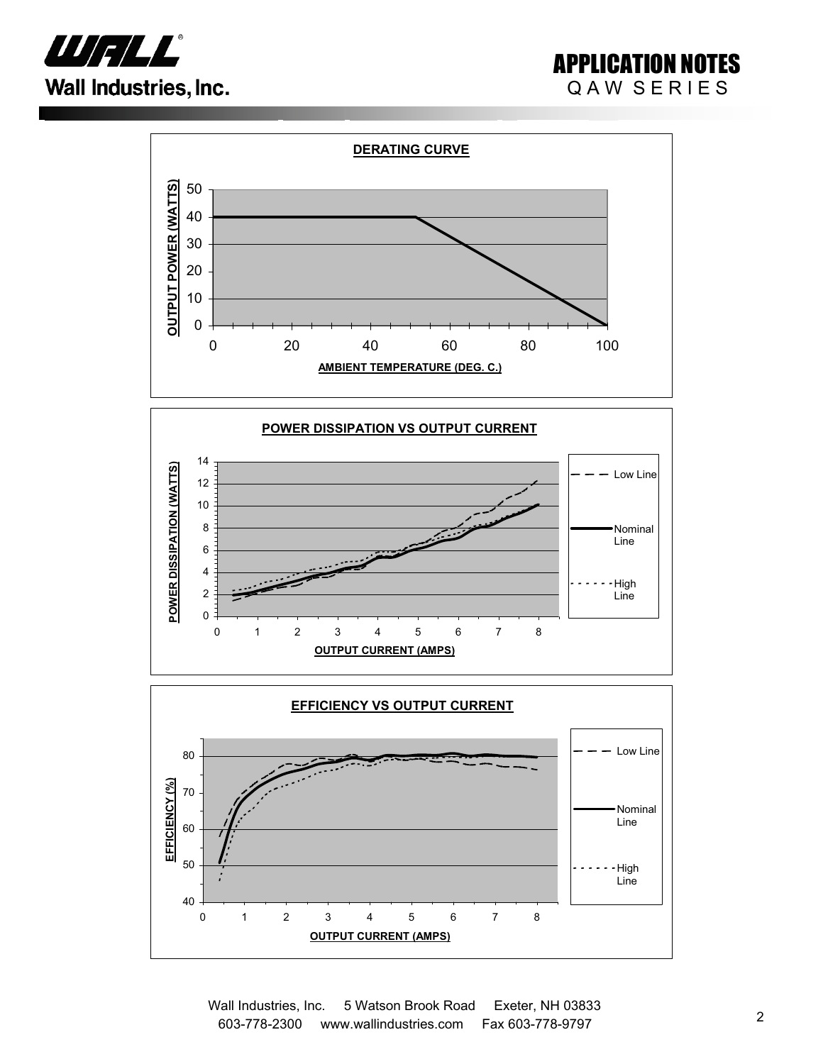**DERATING CURVE**

OUTPUT POWER (WATTS)

AMBIENT TEMPERATURE (DEG. C.)

**POWER DISSIPATION VS OUTPUT CURRENT**

POWER DISSIPATION (WATTS)

OUTPUT CURRENT (AMPS)

Low Line

Nominal Line

High Line

**EFFICIENCY VS OUTPUT CURRENT**

EFFICIENCY (%)

OUTPUT CURRENT (AMPS)

Low Line

Nominal Line

High Line

Wall Industries, Inc. 5 Watson Brook Road Exeter, NH 03833
603-778-2300 www.wallindustries.com Fax 603-778-9797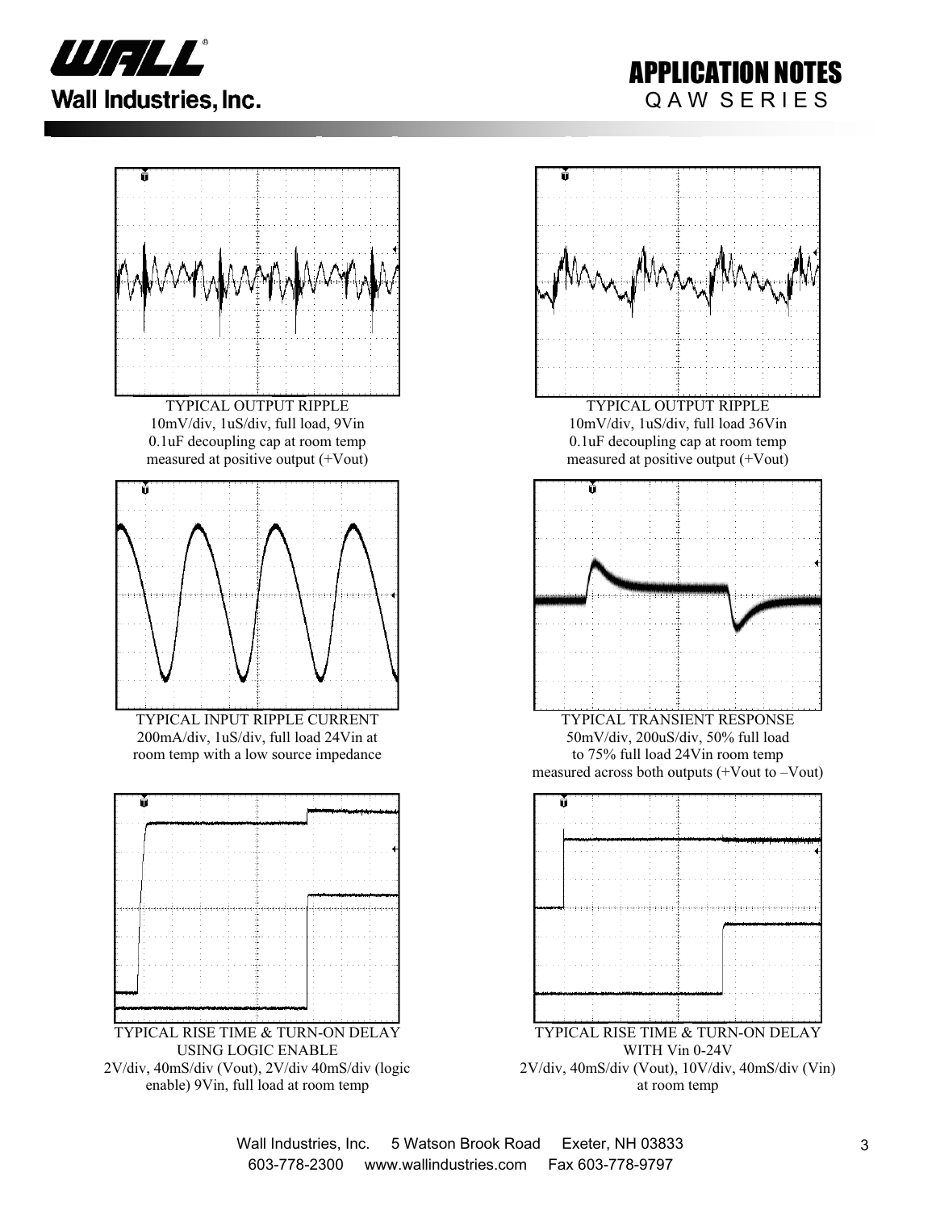TYPICAL OUTPUT RIPPLE
10mV/div, 1uS/div, full load, 9Vin
0.1uF decoupling cap at room temp
measured at positive output (+Vout)

TYPICAL OUTPUT RIPPLE
10mV/div, 1uS/div, full load 36Vin
0.1uF decoupling cap at room temp
measured at positive output (+Vout)

TYPICAL INPUT RIPPLE CURRENT
200mA/div, 1uS/div, full load 24Vin at
room temp with a low source impedance

TYPICAL TRANSIENT RESPONSE
50mV/div, 200uS/div, 50% full load
to 75% full load 24Vin room temp
measured across both outputs (+Vout to –Vout)

TYPICAL RISE TIME & TURN-ON DELAY
USING LOGIC ENABLE
2V/div, 40mS/div (Vout), 2V/div 40mS/div (logic
enable) 9Vin, full load at room temp

TYPICAL RISE TIME & TURN-ON DELAY
WITH Vin 0-24V
2V/div, 40mS/div (Vout), 10V/div, 40mS/div (Vin)
at room temp